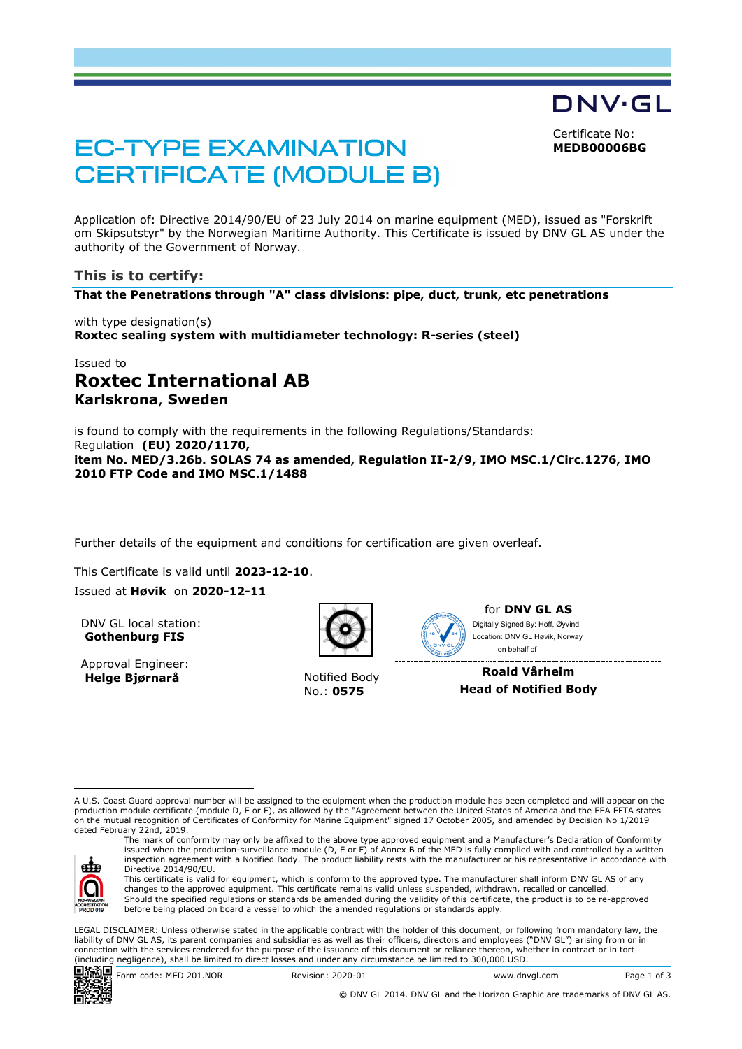DNV·GL

# EC-TYPE EXAMINATION CERTIFICATE (MODULE B)

Certificate No:
**MEDB00006BG**

Application of: Directive 2014/90/EU of 23 July 2014 on marine equipment (MED), issued as "Forskrift om Skipsutstyr" by the Norwegian Maritime Authority. This Certificate is issued by DNV GL AS under the authority of the Government of Norway.

## This is to certify:

**That the Penetrations through "A" class divisions: pipe, duct, trunk, etc penetrations**

with type designation(s)
**Roxtec sealing system with multidiameter technology: R-series (steel)**

Issued to
## Roxtec International AB
**Karlskrona, Sweden**

is found to comply with the requirements in the following Regulations/Standards:
Regulation **(EU) 2020/1170,**
**item No. MED/3.26b. SOLAS 74 as amended, Regulation II-2/9, IMO MSC.1/Circ.1276, IMO 2010 FTP Code and IMO MSC.1/1488**

Further details of the equipment and conditions for certification are given overleaf.

This Certificate is valid until **2023-12-10**.
Issued at **Høvik** on **2020-12-11**

DNV GL local station:
**Gothenburg FIS**

Approval Engineer:
**Helge Bjørnarå**

Notified Body
No.: **0575**

for **DNV GL AS**
Digitally Signed By: Hoff, Øyvind
Location: DNV GL Høvik, Norway
on behalf of

**Roald Vårheim**
**Head of Notified Body**

A U.S. Coast Guard approval number will be assigned to the equipment when the production module has been completed and will appear on the production module certificate (module D, E or F), as allowed by the "Agreement between the United States of America and the EEA EFTA states on the mutual recognition of Certificates of Conformity for Marine Equipment" signed 17 October 2005, and amended by Decision No 1/2019 dated February 22nd, 2019.

The mark of conformity may only be affixed to the above type approved equipment and a Manufacturer's Declaration of Conformity issued when the production-surveillance module (D, E or F) of Annex B of the MED is fully complied with and controlled by a written inspection agreement with a Notified Body. The product liability rests with the manufacturer or his representative in accordance with Directive 2014/90/EU.
This certificate is valid for equipment, which is conform to the approved type. The manufacturer shall inform DNV GL AS of any changes to the approved equipment. This certificate remains valid unless suspended, withdrawn, recalled or cancelled.
Should the specified regulations or standards be amended during the validity of this certificate, the product is to be re-approved before being placed on board a vessel to which the amended regulations or standards apply.

LEGAL DISCLAIMER: Unless otherwise stated in the applicable contract with the holder of this document, or following from mandatory law, the liability of DNV GL AS, its parent companies and subsidiaries as well as their officers, directors and employees ("DNV GL") arising from or in connection with the services rendered for the purpose of the issuance of this document or reliance thereon, whether in contract or in tort (including negligence), shall be limited to direct losses and under any circumstance be limited to 300,000 USD.

Form code: MED 201.NOR | Revision: 2020-01 | www.dnvgl.com

© DNV GL 2014. DNV GL and the Horizon Graphic are trademarks of DNV GL AS.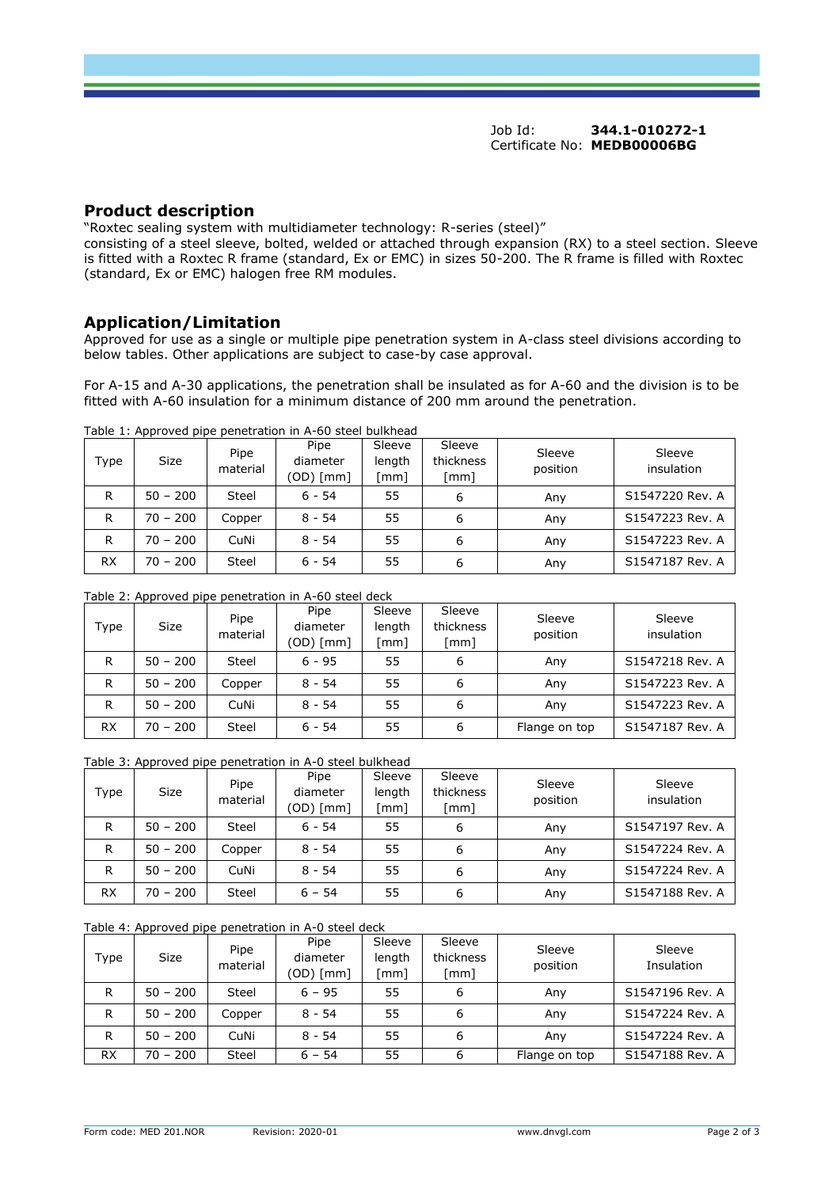Job Id: **344.1-010272-1**
Certificate No: **MEDB00006BG**

## Product description

"Roxtec sealing system with multidiameter technology: R-series (steel)"
consisting of a steel sleeve, bolted, welded or attached through expansion (RX) to a steel section. Sleeve is fitted with a Roxtec R frame (standard, Ex or EMC) in sizes 50-200. The R frame is filled with Roxtec (standard, Ex or EMC) halogen free RM modules.

## Application/Limitation

Approved for use as a single or multiple pipe penetration system in A-class steel divisions according to below tables. Other applications are subject to case-by case approval.

For A-15 and A-30 applications, the penetration shall be insulated as for A-60 and the division is to be fitted with A-60 insulation for a minimum distance of 200 mm around the penetration.

Table 1: Approved pipe penetration in A-60 steel bulkhead

| Type | Size | Pipe material | Pipe diameter (OD) [mm] | Sleeve length [mm] | Sleeve thickness [mm] | Sleeve position | Sleeve insulation |
|---|---|---|---|---|---|---|---|
| R | 50 – 200 | Steel | 6 - 54 | 55 | 6 | Any | S1547220 Rev. A |
| R | 70 – 200 | Copper | 8 - 54 | 55 | 6 | Any | S1547223 Rev. A |
| R | 70 – 200 | CuNi | 8 - 54 | 55 | 6 | Any | S1547223 Rev. A |
| RX | 70 – 200 | Steel | 6 - 54 | 55 | 6 | Any | S1547187 Rev. A |

Table 2: Approved pipe penetration in A-60 steel deck

| Type | Size | Pipe material | Pipe diameter (OD) [mm] | Sleeve length [mm] | Sleeve thickness [mm] | Sleeve position | Sleeve insulation |
|---|---|---|---|---|---|---|---|
| R | 50 – 200 | Steel | 6 - 95 | 55 | 6 | Any | S1547218 Rev. A |
| R | 50 – 200 | Copper | 8 - 54 | 55 | 6 | Any | S1547223 Rev. A |
| R | 50 – 200 | CuNi | 8 - 54 | 55 | 6 | Any | S1547223 Rev. A |
| RX | 70 – 200 | Steel | 6 - 54 | 55 | 6 | Flange on top | S1547187 Rev. A |

Table 3: Approved pipe penetration in A-0 steel bulkhead

| Type | Size | Pipe material | Pipe diameter (OD) [mm] | Sleeve length [mm] | Sleeve thickness [mm] | Sleeve position | Sleeve insulation |
|---|---|---|---|---|---|---|---|
| R | 50 – 200 | Steel | 6 - 54 | 55 | 6 | Any | S1547197 Rev. A |
| R | 50 – 200 | Copper | 8 - 54 | 55 | 6 | Any | S1547224 Rev. A |
| R | 50 – 200 | CuNi | 8 - 54 | 55 | 6 | Any | S1547224 Rev. A |
| RX | 70 – 200 | Steel | 6 – 54 | 55 | 6 | Any | S1547188 Rev. A |

Table 4: Approved pipe penetration in A-0 steel deck

| Type | Size | Pipe material | Pipe diameter (OD) [mm] | Sleeve length [mm] | Sleeve thickness [mm] | Sleeve position | Sleeve Insulation |
|---|---|---|---|---|---|---|---|
| R | 50 – 200 | Steel | 6 – 95 | 55 | 6 | Any | S1547196 Rev. A |
| R | 50 – 200 | Copper | 8 - 54 | 55 | 6 | Any | S1547224 Rev. A |
| R | 50 – 200 | CuNi | 8 - 54 | 55 | 6 | Any | S1547224 Rev. A |
| RX | 70 – 200 | Steel | 6 – 54 | 55 | 6 | Flange on top | S1547188 Rev. A |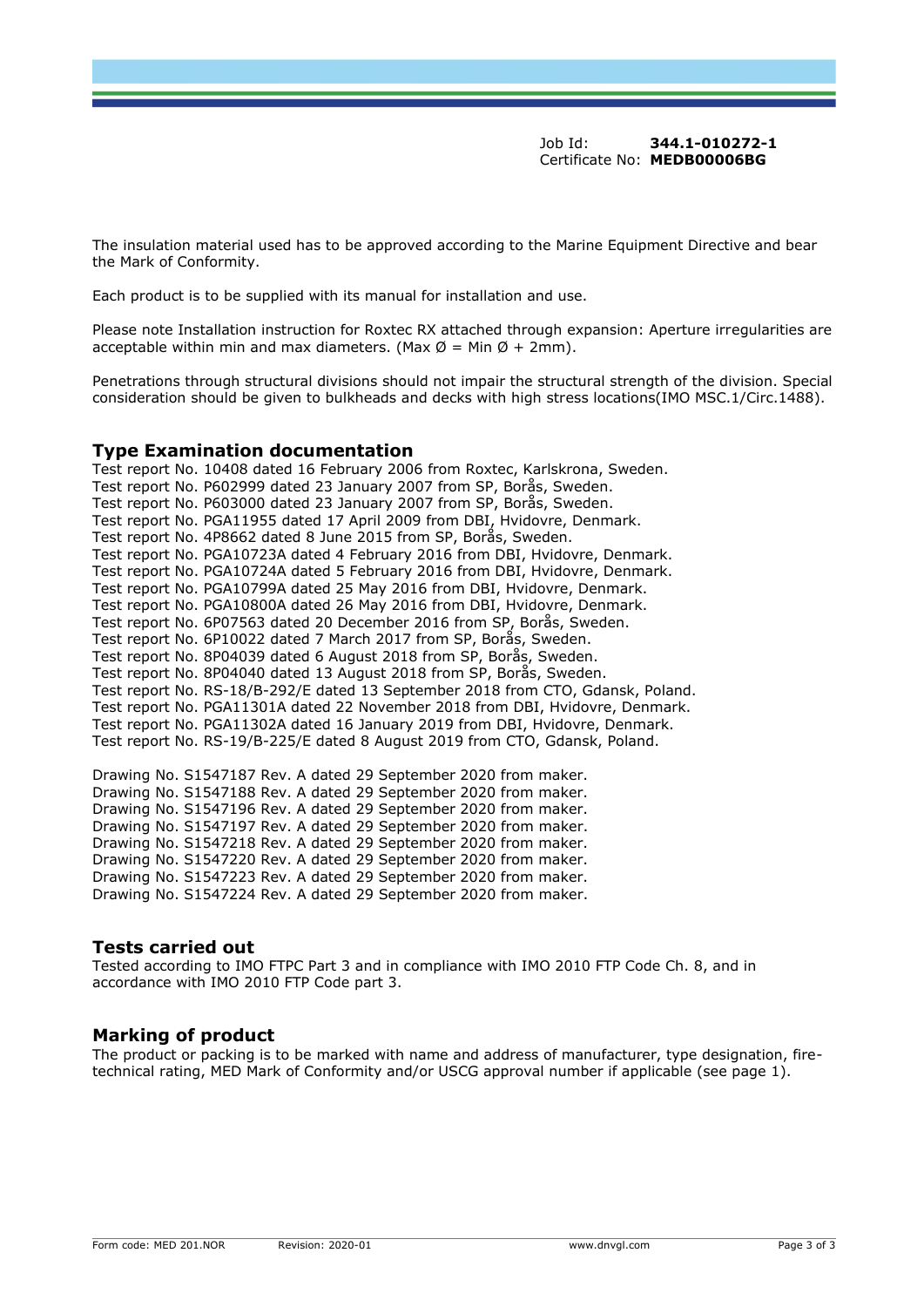Job Id: **344.1-010272-1**
Certificate No: **MEDB00006BG**

The insulation material used has to be approved according to the Marine Equipment Directive and bear the Mark of Conformity.

Each product is to be supplied with its manual for installation and use.

Please note Installation instruction for Roxtec RX attached through expansion: Aperture irregularities are acceptable within min and max diameters. (Max Ø = Min Ø + 2mm).

Penetrations through structural divisions should not impair the structural strength of the division. Special consideration should be given to bulkheads and decks with high stress locations(IMO MSC.1/Circ.1488).

## Type Examination documentation

Test report No. 10408 dated 16 February 2006 from Roxtec, Karlskrona, Sweden.
Test report No. P602999 dated 23 January 2007 from SP, Borås, Sweden.
Test report No. P603000 dated 23 January 2007 from SP, Borås, Sweden.
Test report No. PGA11955 dated 17 April 2009 from DBI, Hvidovre, Denmark.
Test report No. 4P8662 dated 8 June 2015 from SP, Borås, Sweden.
Test report No. PGA10723A dated 4 February 2016 from DBI, Hvidovre, Denmark.
Test report No. PGA10724A dated 5 February 2016 from DBI, Hvidovre, Denmark.
Test report No. PGA10799A dated 25 May 2016 from DBI, Hvidovre, Denmark.
Test report No. PGA10800A dated 26 May 2016 from DBI, Hvidovre, Denmark.
Test report No. 6P07563 dated 20 December 2016 from SP, Borås, Sweden.
Test report No. 6P10022 dated 7 March 2017 from SP, Borås, Sweden.
Test report No. 8P04039 dated 6 August 2018 from SP, Borås, Sweden.
Test report No. 8P04040 dated 13 August 2018 from SP, Borås, Sweden.
Test report No. RS-18/B-292/E dated 13 September 2018 from CTO, Gdansk, Poland.
Test report No. PGA11301A dated 22 November 2018 from DBI, Hvidovre, Denmark.
Test report No. PGA11302A dated 16 January 2019 from DBI, Hvidovre, Denmark.
Test report No. RS-19/B-225/E dated 8 August 2019 from CTO, Gdansk, Poland.

Drawing No. S1547187 Rev. A dated 29 September 2020 from maker.
Drawing No. S1547188 Rev. A dated 29 September 2020 from maker.
Drawing No. S1547196 Rev. A dated 29 September 2020 from maker.
Drawing No. S1547197 Rev. A dated 29 September 2020 from maker.
Drawing No. S1547218 Rev. A dated 29 September 2020 from maker.
Drawing No. S1547220 Rev. A dated 29 September 2020 from maker.
Drawing No. S1547223 Rev. A dated 29 September 2020 from maker.
Drawing No. S1547224 Rev. A dated 29 September 2020 from maker.

## Tests carried out

Tested according to IMO FTPC Part 3 and in compliance with IMO 2010 FTP Code Ch. 8, and in accordance with IMO 2010 FTP Code part 3.

## Marking of product

The product or packing is to be marked with name and address of manufacturer, type designation, fire-technical rating, MED Mark of Conformity and/or USCG approval number if applicable (see page 1).